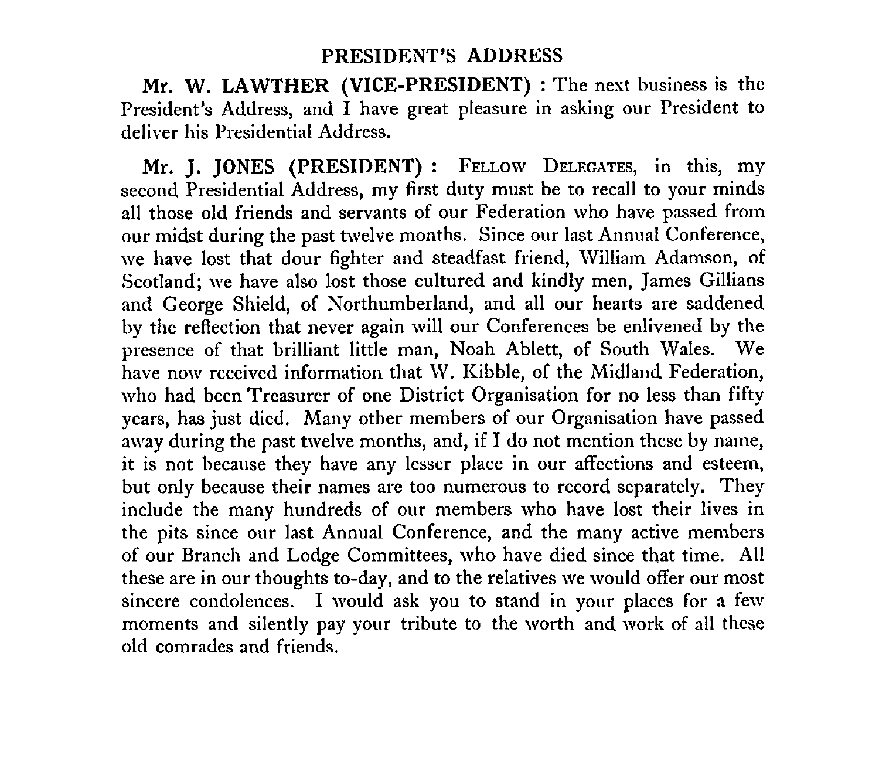## PRESIDENT'S ADDRESS

**Mr. W. LAWTHER (VICE-PRESIDENT) :** The next business is the President's Address, and I have great pleasure in asking our President to deliver his Presidential Address.

**Mr. J. JONES (PRESIDENT) :** FELLOW DELEGATES, in this, my second Presidential Address, my first duty must be to recall to your minds all those old friends and servants of our Federation who have passed from our midst during the past twelve months. Since our last Annual Conference, we have lost that dour fighter and steadfast friend, William Adamson, of Scotland; we have also lost those cultured and kindly men, James Gillians and George Shield, of Northumberland, and all our hearts are saddened by the reflection that never again will our Conferences be enlivened by the presence of that brilliant little man, Noah Ablett, of South Wales. We have now received information that W. Kibble, of the Midland Federation, who had been Treasurer of one District Organisation for no less than fifty years, has just died. Many other members of our Organisation have passed away during the past twelve months, and, if I do not mention these by name, it is not because they have any lesser place in our affections and esteem, but only because their names are too numerous to record separately. They include the many hundreds of our members who have lost their lives in the pits since our last Annual Conference, and the many active members of our Branch and Lodge Committees, who have died since that time. All these are in our thoughts to-day, and to the relatives we would offer our most sincere condolences. I would ask you to stand in your places for a few moments and silently pay your tribute to the worth and work of all these old comrades and friends.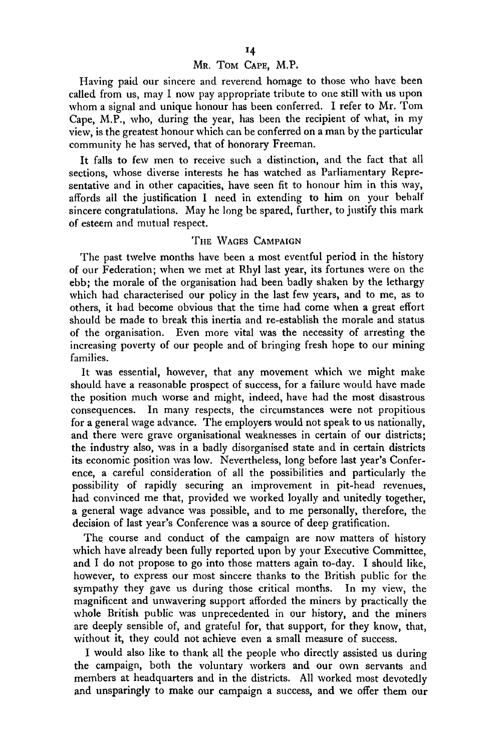## Mr. Tom Cape, M.P.

Having paid our sincere and reverend homage to those who have been called from us, may I now pay appropriate tribute to one still with us upon whom a signal and unique honour has been conferred. I refer to Mr. Tom Cape, M.P., who, during the year, has been the recipient of what, in my view, is the greatest honour which can be conferred on a man by the particular community he has served, that of honorary Freeman.

It falls to few men to receive such a distinction, and the fact that all sections, whose diverse interests he has watched as Parliamentary Representative and in other capacities, have seen fit to honour him in this way, affords all the justification I need in extending to him on your behalf sincere congratulations. May he long be spared, further, to justify this mark of esteem and mutual respect.

## The Wages Campaign

The past twelve months have been a most eventful period in the history of our Federation; when we met at Rhyl last year, its fortunes were on the ebb; the morale of the organisation had been badly shaken by the lethargy which had characterised our policy in the last few years, and to me, as to others, it had become obvious that the time had come when a great effort should be made to break this inertia and re-establish the morale and status of the organisation. Even more vital was the necessity of arresting the increasing poverty of our people and of bringing fresh hope to our mining families.

It was essential, however, that any movement which we might make should have a reasonable prospect of success, for a failure would have made the position much worse and might, indeed, have had the most disastrous consequences. In many respects, the circumstances were not propitious for a general wage advance. The employers would not speak to us nationally, and there were grave organisational weaknesses in certain of our districts; the industry also, was in a badly disorganised state and in certain districts its economic position was low. Nevertheless, long before last year's Conference, a careful consideration of all the possibilities and particularly the possibility of rapidly securing an improvement in pit-head revenues, had convinced me that, provided we worked loyally and unitedly together, a general wage advance was possible, and to me personally, therefore, the decision of last year's Conference was a source of deep gratification.

The course and conduct of the campaign are now matters of history which have already been fully reported upon by your Executive Committee, and I do not propose to go into those matters again to-day. I should like, however, to express our most sincere thanks to the British public for the sympathy they gave us during those critical months. In my view, the magnificent and unwavering support afforded the miners by practically the whole British public was unprecedented in our history, and the miners are deeply sensible of, and grateful for, that support, for they know, that, without it, they could not achieve even a small measure of success.

I would also like to thank all the people who directly assisted us during the campaign, both the voluntary workers and our own servants and members at headquarters and in the districts. All worked most devotedly and unsparingly to make our campaign a success, and we offer them our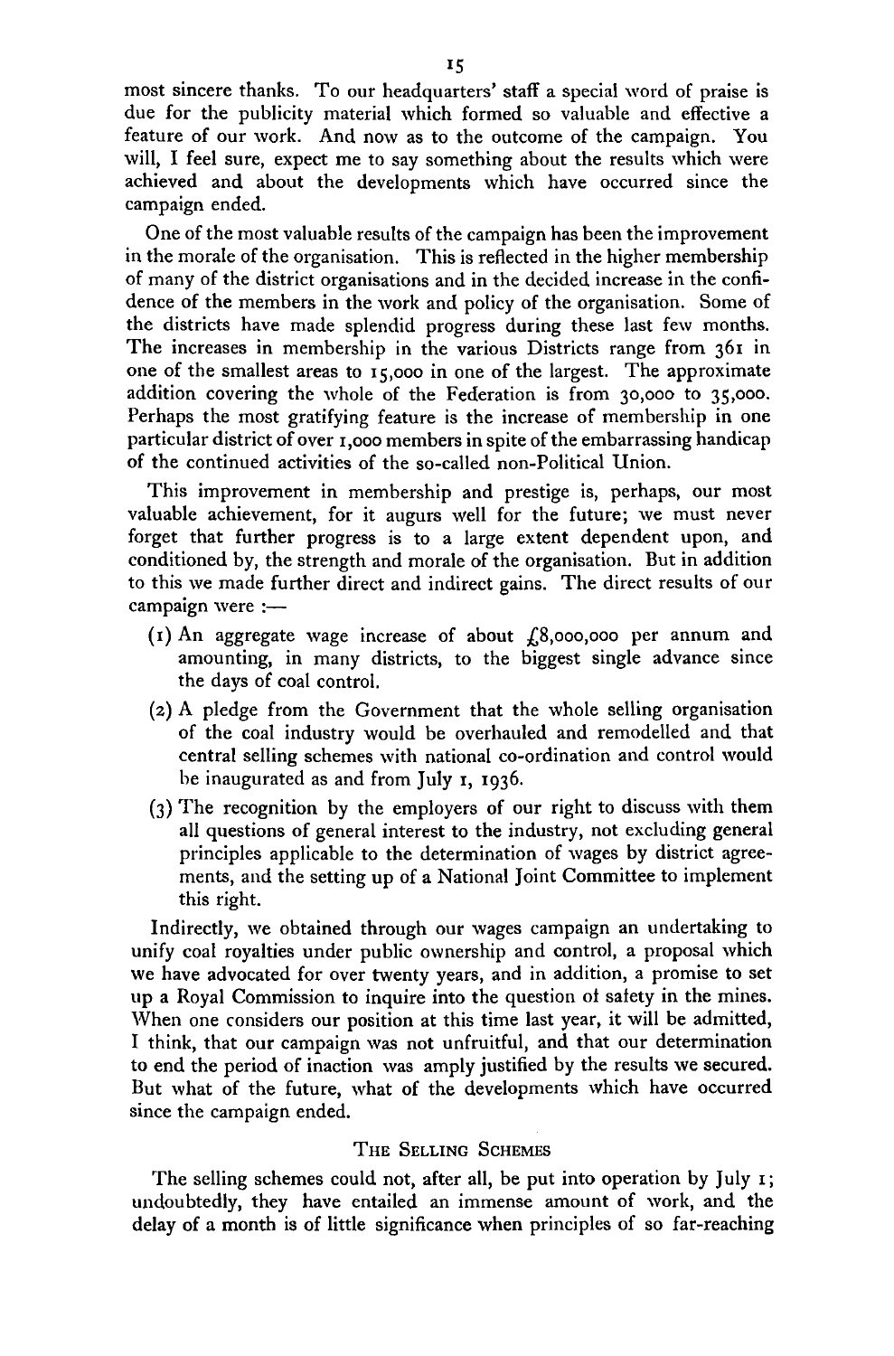most sincere thanks. To our headquarters' staff a special word of praise is due for the publicity material which formed so valuable and effective a feature of our work. And now as to the outcome of the campaign. You will, I feel sure, expect me to say something about the results which were achieved and about the developments which have occurred since the campaign ended.

One of the most valuable results of the campaign has been the improvement in the morale of the organisation. This is reflected in the higher membership of many of the district organisations and in the decided increase in the confidence of the members in the work and policy of the organisation. Some of the districts have made splendid progress during these last few months. The increases in membership in the various Districts range from 361 in one of the smallest areas to 15,000 in one of the largest. The approximate addition covering the whole of the Federation is from 30,000 to 35,000. Perhaps the most gratifying feature is the increase of membership in one particular district of over 1,000 members in spite of the embarrassing handicap of the continued activities of the so-called non-Political Union.

This improvement in membership and prestige is, perhaps, our most valuable achievement, for it augurs well for the future; we must never forget that further progress is to a large extent dependent upon, and conditioned by, the strength and morale of the organisation. But in addition to this we made further direct and indirect gains. The direct results of our campaign were :—

(1) An aggregate wage increase of about £8,000,000 per annum and amounting, in many districts, to the biggest single advance since the days of coal control.

(2) A pledge from the Government that the whole selling organisation of the coal industry would be overhauled and remodelled and that central selling schemes with national co-ordination and control would be inaugurated as and from July 1, 1936.

(3) The recognition by the employers of our right to discuss with them all questions of general interest to the industry, not excluding general principles applicable to the determination of wages by district agreements, and the setting up of a National Joint Committee to implement this right.

Indirectly, we obtained through our wages campaign an undertaking to unify coal royalties under public ownership and control, a proposal which we have advocated for over twenty years, and in addition, a promise to set up a Royal Commission to inquire into the question of safety in the mines. When one considers our position at this time last year, it will be admitted, I think, that our campaign was not unfruitful, and that our determination to end the period of inaction was amply justified by the results we secured. But what of the future, what of the developments which have occurred since the campaign ended.

## The Selling Schemes

The selling schemes could not, after all, be put into operation by July 1; undoubtedly, they have entailed an immense amount of work, and the delay of a month is of little significance when principles of so far-reaching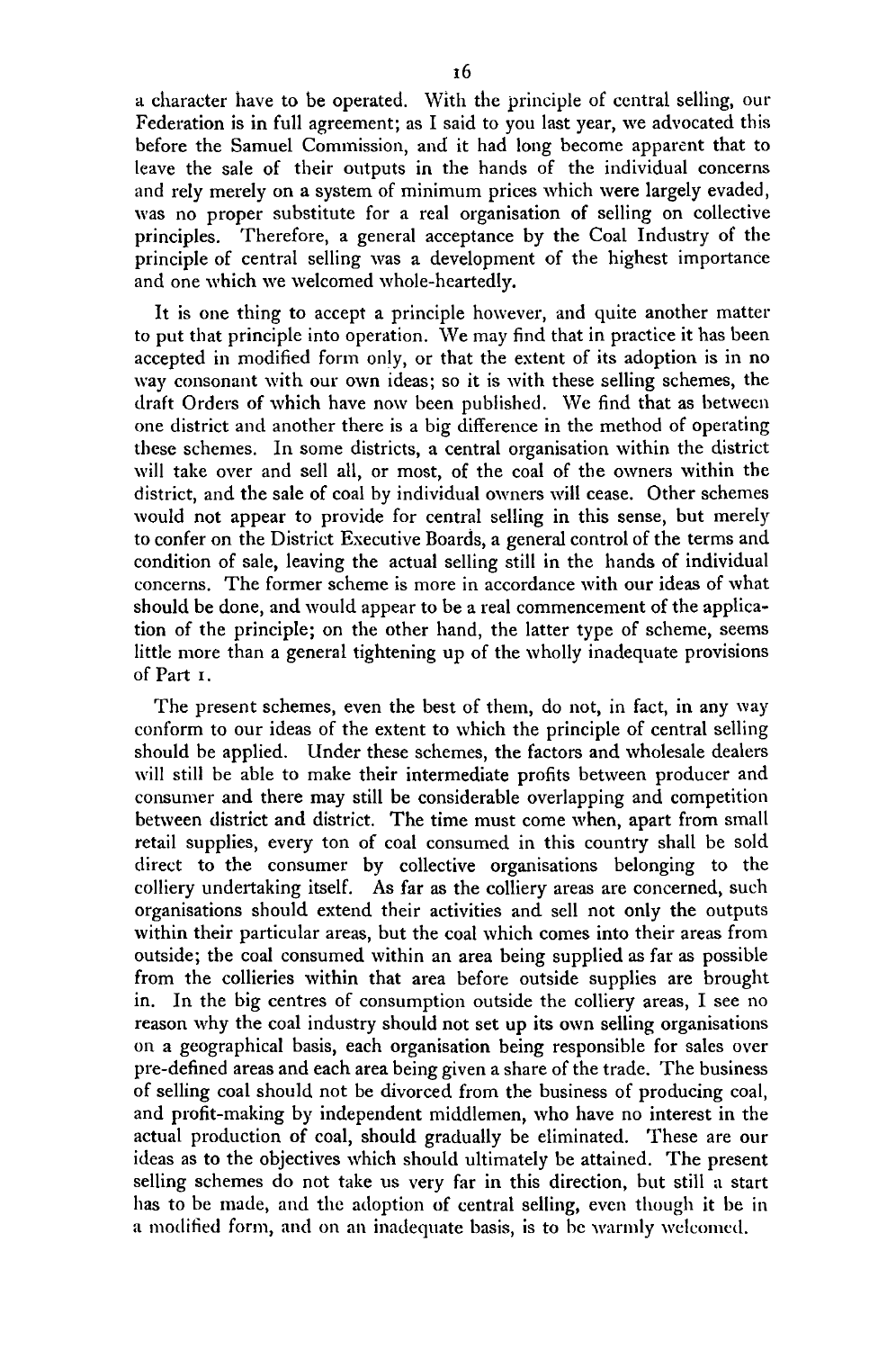a character have to be operated. With the principle of central selling, our Federation is in full agreement; as I said to you last year, we advocated this before the Samuel Commission, and it had long become apparent that to leave the sale of their outputs in the hands of the individual concerns and rely merely on a system of minimum prices which were largely evaded, was no proper substitute for a real organisation of selling on collective principles. Therefore, a general acceptance by the Coal Industry of the principle of central selling was a development of the highest importance and one which we welcomed whole-heartedly.

It is one thing to accept a principle however, and quite another matter to put that principle into operation. We may find that in practice it has been accepted in modified form only, or that the extent of its adoption is in no way consonant with our own ideas; so it is with these selling schemes, the draft Orders of which have now been published. We find that as between one district and another there is a big difference in the method of operating these schemes. In some districts, a central organisation within the district will take over and sell all, or most, of the coal of the owners within the district, and the sale of coal by individual owners will cease. Other schemes would not appear to provide for central selling in this sense, but merely to confer on the District Executive Boards, a general control of the terms and condition of sale, leaving the actual selling still in the hands of individual concerns. The former scheme is more in accordance with our ideas of what should be done, and would appear to be a real commencement of the application of the principle; on the other hand, the latter type of scheme, seems little more than a general tightening up of the wholly inadequate provisions of Part 1.

The present schemes, even the best of them, do not, in fact, in any way conform to our ideas of the extent to which the principle of central selling should be applied. Under these schemes, the factors and wholesale dealers will still be able to make their intermediate profits between producer and consumer and there may still be considerable overlapping and competition between district and district. The time must come when, apart from small retail supplies, every ton of coal consumed in this country shall be sold direct to the consumer by collective organisations belonging to the colliery undertaking itself. As far as the colliery areas are concerned, such organisations should extend their activities and sell not only the outputs within their particular areas, but the coal which comes into their areas from outside; the coal consumed within an area being supplied as far as possible from the collieries within that area before outside supplies are brought in. In the big centres of consumption outside the colliery areas, I see no reason why the coal industry should not set up its own selling organisations on a geographical basis, each organisation being responsible for sales over pre-defined areas and each area being given a share of the trade. The business of selling coal should not be divorced from the business of producing coal, and profit-making by independent middlemen, who have no interest in the actual production of coal, should gradually be eliminated. These are our ideas as to the objectives which should ultimately be attained. The present selling schemes do not take us very far in this direction, but still a start has to be made, and the adoption of central selling, even though it be in a modified form, and on an inadequate basis, is to be warmly welcomed.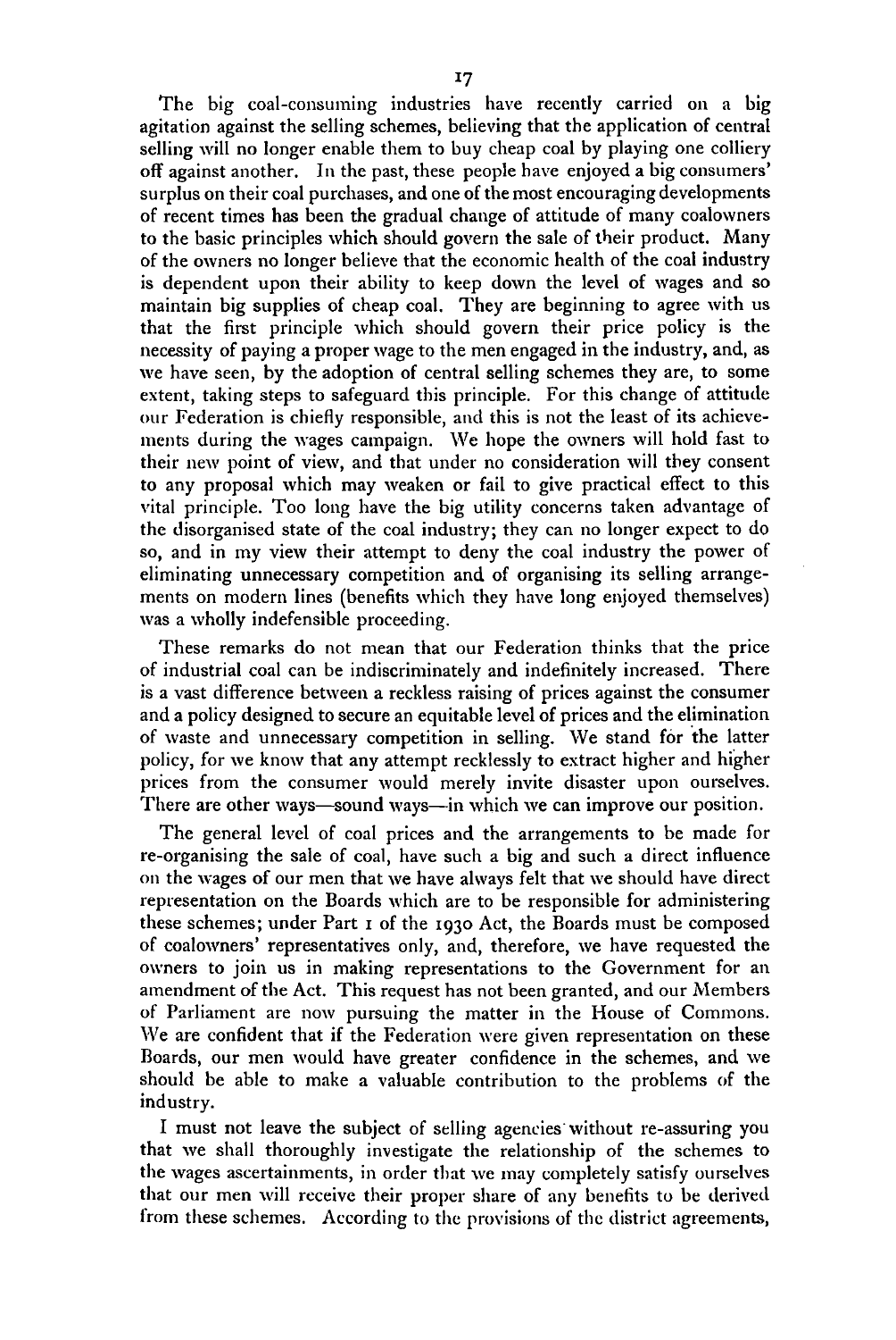The big coal-consuming industries have recently carried on a big agitation against the selling schemes, believing that the application of central selling will no longer enable them to buy cheap coal by playing one colliery off against another. In the past, these people have enjoyed a big consumers' surplus on their coal purchases, and one of the most encouraging developments of recent times has been the gradual change of attitude of many coalowners to the basic principles which should govern the sale of their product. Many of the owners no longer believe that the economic health of the coal industry is dependent upon their ability to keep down the level of wages and so maintain big supplies of cheap coal. They are beginning to agree with us that the first principle which should govern their price policy is the necessity of paying a proper wage to the men engaged in the industry, and, as we have seen, by the adoption of central selling schemes they are, to some extent, taking steps to safeguard this principle. For this change of attitude our Federation is chiefly responsible, and this is not the least of its achievements during the wages campaign. We hope the owners will hold fast to their new point of view, and that under no consideration will they consent to any proposal which may weaken or fail to give practical effect to this vital principle. Too long have the big utility concerns taken advantage of the disorganised state of the coal industry; they can no longer expect to do so, and in my view their attempt to deny the coal industry the power of eliminating unnecessary competition and of organising its selling arrangements on modern lines (benefits which they have long enjoyed themselves) was a wholly indefensible proceeding.

These remarks do not mean that our Federation thinks that the price of industrial coal can be indiscriminately and indefinitely increased. There is a vast difference between a reckless raising of prices against the consumer and a policy designed to secure an equitable level of prices and the elimination of waste and unnecessary competition in selling. We stand for the latter policy, for we know that any attempt recklessly to extract higher and higher prices from the consumer would merely invite disaster upon ourselves. There are other ways—sound ways—in which we can improve our position.

The general level of coal prices and the arrangements to be made for re-organising the sale of coal, have such a big and such a direct influence on the wages of our men that we have always felt that we should have direct representation on the Boards which are to be responsible for administering these schemes; under Part 1 of the 1930 Act, the Boards must be composed of coalowners' representatives only, and, therefore, we have requested the owners to join us in making representations to the Government for an amendment of the Act. This request has not been granted, and our Members of Parliament are now pursuing the matter in the House of Commons. We are confident that if the Federation were given representation on these Boards, our men would have greater confidence in the schemes, and we should be able to make a valuable contribution to the problems of the industry.

I must not leave the subject of selling agencies without re-assuring you that we shall thoroughly investigate the relationship of the schemes to the wages ascertainments, in order that we may completely satisfy ourselves that our men will receive their proper share of any benefits to be derived from these schemes. According to the provisions of the district agreements,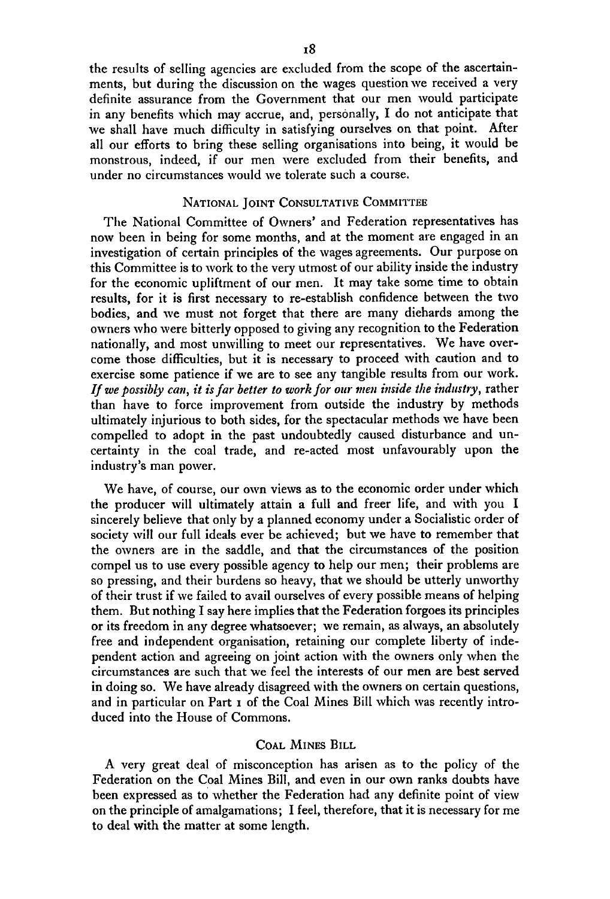the results of selling agencies are excluded from the scope of the ascertainments, but during the discussion on the wages question we received a very definite assurance from the Government that our men would participate in any benefits which may accrue, and, personally, I do not anticipate that we shall have much difficulty in satisfying ourselves on that point. After all our efforts to bring these selling organisations into being, it would be monstrous, indeed, if our men were excluded from their benefits, and under no circumstances would we tolerate such a course.

## National Joint Consultative Committee

The National Committee of Owners' and Federation representatives has now been in being for some months, and at the moment are engaged in an investigation of certain principles of the wages agreements. Our purpose on this Committee is to work to the very utmost of our ability inside the industry for the economic upliftment of our men. It may take some time to obtain results, for it is first necessary to re-establish confidence between the two bodies, and we must not forget that there are many diehards among the owners who were bitterly opposed to giving any recognition to the Federation nationally, and most unwilling to meet our representatives. We have overcome those difficulties, but it is necessary to proceed with caution and to exercise some patience if we are to see any tangible results from our work. *If we possibly can, it is far better to work for our men inside the industry*, rather than have to force improvement from outside the industry by methods ultimately injurious to both sides, for the spectacular methods we have been compelled to adopt in the past undoubtedly caused disturbance and uncertainty in the coal trade, and re-acted most unfavourably upon the industry's man power.

We have, of course, our own views as to the economic order under which the producer will ultimately attain a full and freer life, and with you I sincerely believe that only by a planned economy under a Socialistic order of society will our full ideals ever be achieved; but we have to remember that the owners are in the saddle, and that the circumstances of the position compel us to use every possible agency to help our men; their problems are so pressing, and their burdens so heavy, that we should be utterly unworthy of their trust if we failed to avail ourselves of every possible means of helping them. But nothing I say here implies that the Federation forgoes its principles or its freedom in any degree whatsoever; we remain, as always, an absolutely free and independent organisation, retaining our complete liberty of independent action and agreeing on joint action with the owners only when the circumstances are such that we feel the interests of our men are best served in doing so. We have already disagreed with the owners on certain questions, and in particular on Part 1 of the Coal Mines Bill which was recently introduced into the House of Commons.

## Coal Mines Bill

A very great deal of misconception has arisen as to the policy of the Federation on the Coal Mines Bill, and even in our own ranks doubts have been expressed as to whether the Federation had any definite point of view on the principle of amalgamations; I feel, therefore, that it is necessary for me to deal with the matter at some length.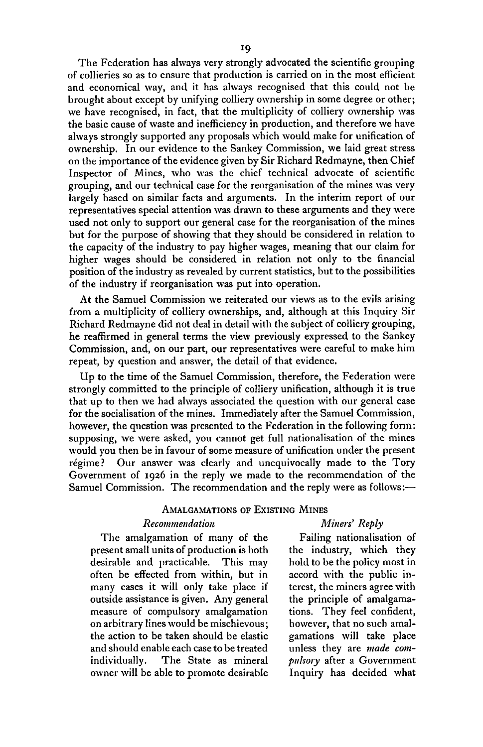The Federation has always very strongly advocated the scientific grouping of collieries so as to ensure that production is carried on in the most efficient and economical way, and it has always recognised that this could not be brought about except by unifying colliery ownership in some degree or other; we have recognised, in fact, that the multiplicity of colliery ownership was the basic cause of waste and inefficiency in production, and therefore we have always strongly supported any proposals which would make for unification of ownership. In our evidence to the Sankey Commission, we laid great stress on the importance of the evidence given by Sir Richard Redmayne, then Chief Inspector of Mines, who was the chief technical advocate of scientific grouping, and our technical case for the reorganisation of the mines was very largely based on similar facts and arguments. In the interim report of our representatives special attention was drawn to these arguments and they were used not only to support our general case for the reorganisation of the mines but for the purpose of showing that they should be considered in relation to the capacity of the industry to pay higher wages, meaning that our claim for higher wages should be considered in relation not only to the financial position of the industry as revealed by current statistics, but to the possibilities of the industry if reorganisation was put into operation.

At the Samuel Commission we reiterated our views as to the evils arising from a multiplicity of colliery ownerships, and, although at this Inquiry Sir Richard Redmayne did not deal in detail with the subject of colliery grouping, he reaffirmed in general terms the view previously expressed to the Sankey Commission, and, on our part, our representatives were careful to make him repeat, by question and answer, the detail of that evidence.

Up to the time of the Samuel Commission, therefore, the Federation were strongly committed to the principle of colliery unification, although it is true that up to then we had always associated the question with our general case for the socialisation of the mines. Immediately after the Samuel Commission, however, the question was presented to the Federation in the following form: supposing, we were asked, you cannot get full nationalisation of the mines would you then be in favour of some measure of unification under the present régime? Our answer was clearly and unequivocally made to the Tory Government of 1926 in the reply we made to the recommendation of the Samuel Commission. The recommendation and the reply were as follows:—

### Amalgamations of Existing Mines

| *Recommendation* | *Miners' Reply* |
|---|---|
| The amalgamation of many of the present small units of production is both desirable and practicable. This may often be effected from within, but in many cases it will only take place if outside assistance is given. Any general measure of compulsory amalgamation on arbitrary lines would be mischievous; the action to be taken should be elastic and should enable each case to be treated individually. The State as mineral owner will be able to promote desirable | Failing nationalisation of the industry, which they hold to be the policy most in accord with the public interest, the miners agree with the principle of amalgamations. They feel confident, however, that no such amalgamations will take place unless they are *made compulsory* after a Government Inquiry has decided what |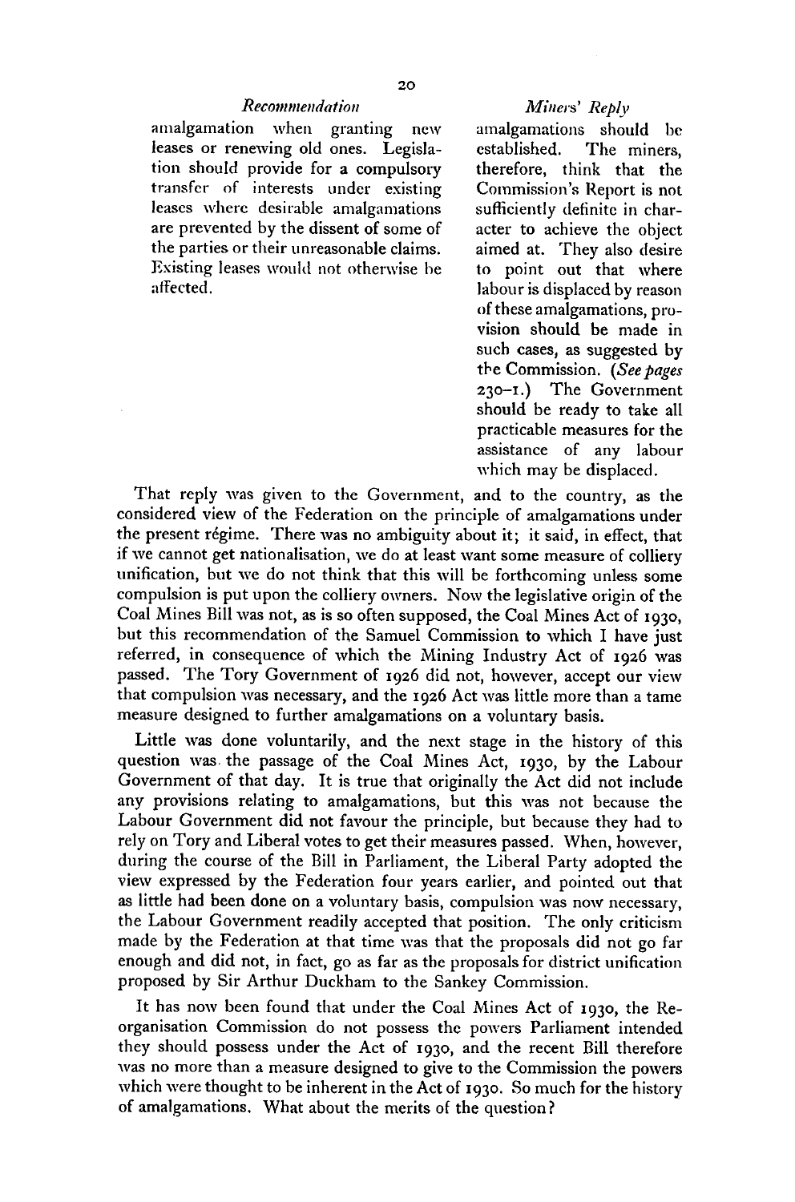| *Recommendation* | *Miners' Reply* |
| --- | --- |
| amalgamation when granting new leases or renewing old ones. Legislation should provide for a compulsory transfer of interests under existing leases where desirable amalgamations are prevented by the dissent of some of the parties or their unreasonable claims. Existing leases would not otherwise be affected. | amalgamations should be established. The miners, therefore, think that the Commission's Report is not sufficiently definite in character to achieve the object aimed at. They also desire to point out that where labour is displaced by reason of these amalgamations, provision should be made in such cases, as suggested by the Commission. (*See pages* 230–1.) The Government should be ready to take all practicable measures for the assistance of any labour which may be displaced. |

That reply was given to the Government, and to the country, as the considered view of the Federation on the principle of amalgamations under the present régime. There was no ambiguity about it; it said, in effect, that if we cannot get nationalisation, we do at least want some measure of colliery unification, but we do not think that this will be forthcoming unless some compulsion is put upon the colliery owners. Now the legislative origin of the Coal Mines Bill was not, as is so often supposed, the Coal Mines Act of 1930, but this recommendation of the Samuel Commission to which I have just referred, in consequence of which the Mining Industry Act of 1926 was passed. The Tory Government of 1926 did not, however, accept our view that compulsion was necessary, and the 1926 Act was little more than a tame measure designed to further amalgamations on a voluntary basis.

Little was done voluntarily, and the next stage in the history of this question was the passage of the Coal Mines Act, 1930, by the Labour Government of that day. It is true that originally the Act did not include any provisions relating to amalgamations, but this was not because the Labour Government did not favour the principle, but because they had to rely on Tory and Liberal votes to get their measures passed. When, however, during the course of the Bill in Parliament, the Liberal Party adopted the view expressed by the Federation four years earlier, and pointed out that as little had been done on a voluntary basis, compulsion was now necessary, the Labour Government readily accepted that position. The only criticism made by the Federation at that time was that the proposals did not go far enough and did not, in fact, go as far as the proposals for district unification proposed by Sir Arthur Duckham to the Sankey Commission.

It has now been found that under the Coal Mines Act of 1930, the Re-organisation Commission do not possess the powers Parliament intended they should possess under the Act of 1930, and the recent Bill therefore was no more than a measure designed to give to the Commission the powers which were thought to be inherent in the Act of 1930. So much for the history of amalgamations. What about the merits of the question?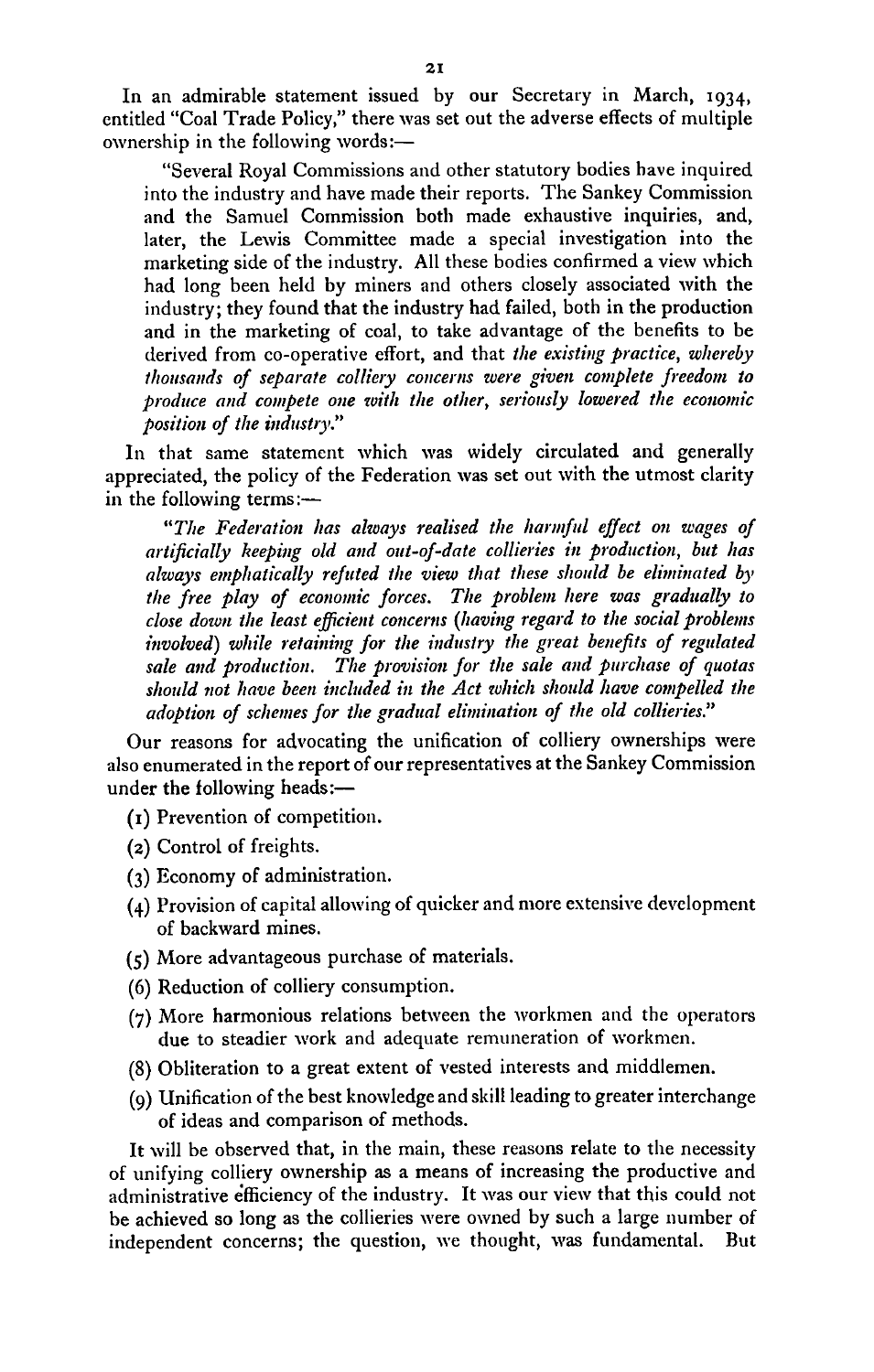In an admirable statement issued by our Secretary in March, 1934, entitled "Coal Trade Policy," there was set out the adverse effects of multiple ownership in the following words:—

> "Several Royal Commissions and other statutory bodies have inquired into the industry and have made their reports. The Sankey Commission and the Samuel Commission both made exhaustive inquiries, and, later, the Lewis Committee made a special investigation into the marketing side of the industry. All these bodies confirmed a view which had long been held by miners and others closely associated with the industry; they found that the industry had failed, both in the production and in the marketing of coal, to take advantage of the benefits to be derived from co-operative effort, and that *the existing practice, whereby thousands of separate colliery concerns were given complete freedom to produce and compete one with the other, seriously lowered the economic position of the industry.*"

In that same statement which was widely circulated and generally appreciated, the policy of the Federation was set out with the utmost clarity in the following terms:—

> *"The Federation has always realised the harmful effect on wages of artificially keeping old and out-of-date collieries in production, but has always emphatically refuted the view that these should be eliminated by the free play of economic forces. The problem here was gradually to close down the least efficient concerns (having regard to the social problems involved) while retaining for the industry the great benefits of regulated sale and production. The provision for the sale and purchase of quotas should not have been included in the Act which should have compelled the adoption of schemes for the gradual elimination of the old collieries."*

Our reasons for advocating the unification of colliery ownerships were also enumerated in the report of our representatives at the Sankey Commission under the following heads:—

(1) Prevention of competition.

(2) Control of freights.

(3) Economy of administration.

(4) Provision of capital allowing of quicker and more extensive development of backward mines.

(5) More advantageous purchase of materials.

(6) Reduction of colliery consumption.

(7) More harmonious relations between the workmen and the operators due to steadier work and adequate remuneration of workmen.

(8) Obliteration to a great extent of vested interests and middlemen.

(9) Unification of the best knowledge and skill leading to greater interchange of ideas and comparison of methods.

It will be observed that, in the main, these reasons relate to the necessity of unifying colliery ownership as a means of increasing the productive and administrative efficiency of the industry. It was our view that this could not be achieved so long as the collieries were owned by such a large number of independent concerns; the question, we thought, was fundamental. But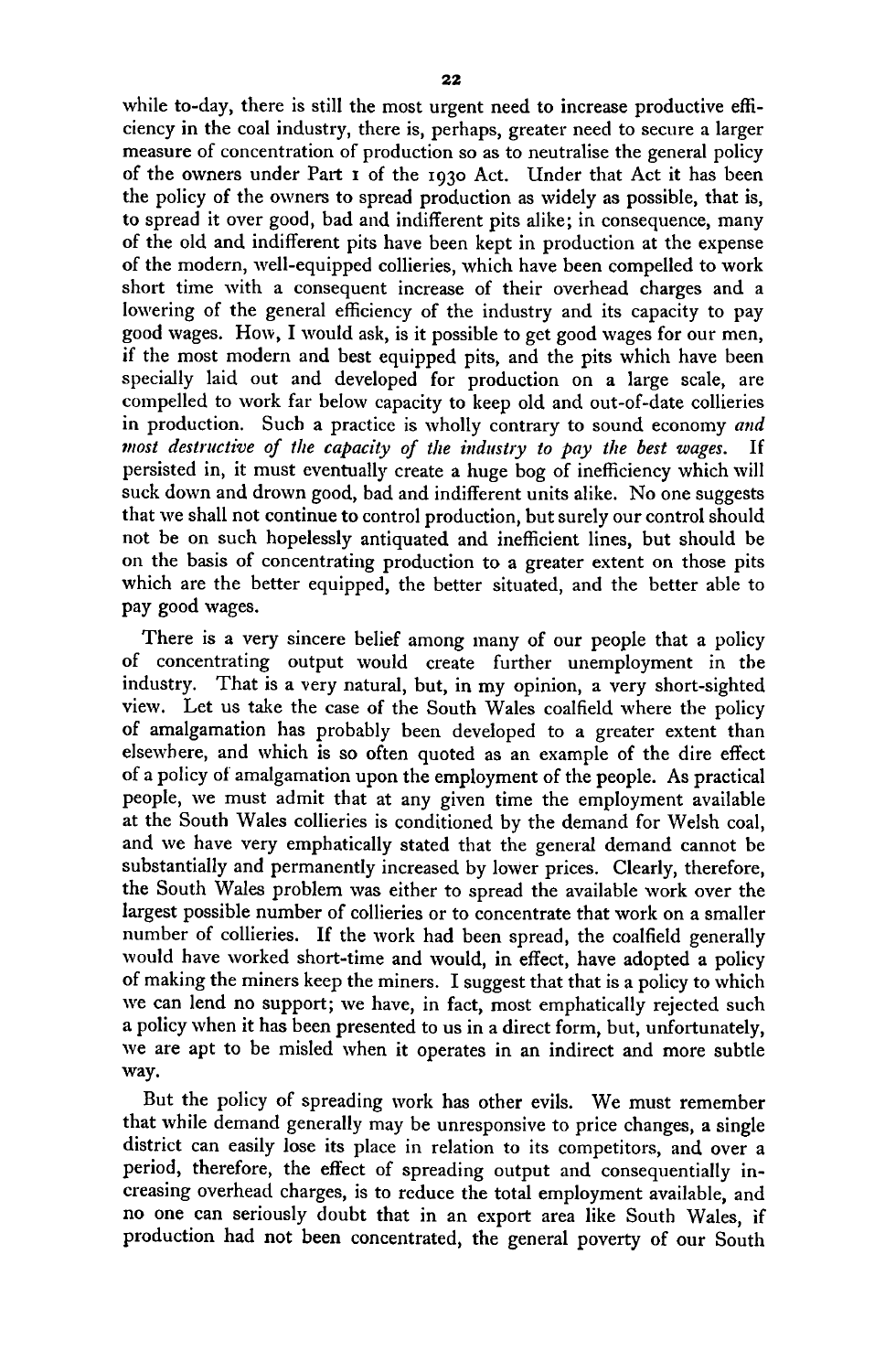while to-day, there is still the most urgent need to increase productive efficiency in the coal industry, there is, perhaps, greater need to secure a larger measure of concentration of production so as to neutralise the general policy of the owners under Part 1 of the 1930 Act. Under that Act it has been the policy of the owners to spread production as widely as possible, that is, to spread it over good, bad and indifferent pits alike; in consequence, many of the old and indifferent pits have been kept in production at the expense of the modern, well-equipped collieries, which have been compelled to work short time with a consequent increase of their overhead charges and a lowering of the general efficiency of the industry and its capacity to pay good wages. How, I would ask, is it possible to get good wages for our men, if the most modern and best equipped pits, and the pits which have been specially laid out and developed for production on a large scale, are compelled to work far below capacity to keep old and out-of-date collieries in production. Such a practice is wholly contrary to sound economy *and most destructive of the capacity of the industry to pay the best wages.* If persisted in, it must eventually create a huge bog of inefficiency which will suck down and drown good, bad and indifferent units alike. No one suggests that we shall not continue to control production, but surely our control should not be on such hopelessly antiquated and inefficient lines, but should be on the basis of concentrating production to a greater extent on those pits which are the better equipped, the better situated, and the better able to pay good wages.

There is a very sincere belief among many of our people that a policy of concentrating output would create further unemployment in the industry. That is a very natural, but, in my opinion, a very short-sighted view. Let us take the case of the South Wales coalfield where the policy of amalgamation has probably been developed to a greater extent than elsewhere, and which is so often quoted as an example of the dire effect of a policy of amalgamation upon the employment of the people. As practical people, we must admit that at any given time the employment available at the South Wales collieries is conditioned by the demand for Welsh coal, and we have very emphatically stated that the general demand cannot be substantially and permanently increased by lower prices. Clearly, therefore, the South Wales problem was either to spread the available work over the largest possible number of collieries or to concentrate that work on a smaller number of collieries. If the work had been spread, the coalfield generally would have worked short-time and would, in effect, have adopted a policy of making the miners keep the miners. I suggest that that is a policy to which we can lend no support; we have, in fact, most emphatically rejected such a policy when it has been presented to us in a direct form, but, unfortunately, we are apt to be misled when it operates in an indirect and more subtle way.

But the policy of spreading work has other evils. We must remember that while demand generally may be unresponsive to price changes, a single district can easily lose its place in relation to its competitors, and over a period, therefore, the effect of spreading output and consequentially increasing overhead charges, is to reduce the total employment available, and no one can seriously doubt that in an export area like South Wales, if production had not been concentrated, the general poverty of our South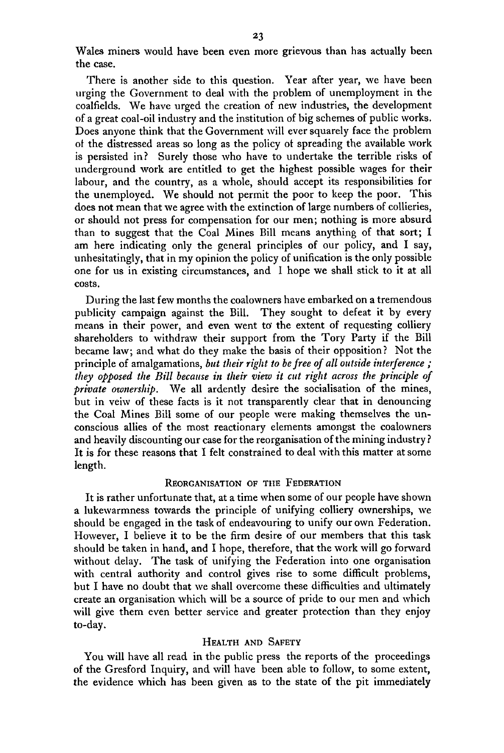Wales miners would have been even more grievous than has actually been the case.

There is another side to this question. Year after year, we have been urging the Government to deal with the problem of unemployment in the coalfields. We have urged the creation of new industries, the development of a great coal-oil industry and the institution of big schemes of public works. Does anyone think that the Government will ever squarely face the problem of the distressed areas so long as the policy of spreading the available work is persisted in? Surely those who have to undertake the terrible risks of underground work are entitled to get the highest possible wages for their labour, and the country, as a whole, should accept its responsibilities for the unemployed. We should not permit the poor to keep the poor. This does not mean that we agree with the extinction of large numbers of collieries, or should not press for compensation for our men; nothing is more absurd than to suggest that the Coal Mines Bill means anything of that sort; I am here indicating only the general principles of our policy, and I say, unhesitatingly, that in my opinion the policy of unification is the only possible one for us in existing circumstances, and I hope we shall stick to it at all costs.

During the last few months the coalowners have embarked on a tremendous publicity campaign against the Bill. They sought to defeat it by every means in their power, and even went to the extent of requesting colliery shareholders to withdraw their support from the Tory Party if the Bill became law; and what do they make the basis of their opposition? Not the principle of amalgamations, *but their right to be free of all outside interference ; they opposed the Bill because in their view it cut right across the principle of private ownership.* We all ardently desire the socialisation of the mines, but in veiw of these facts is it not transparently clear that in denouncing the Coal Mines Bill some of our people were making themselves the unconscious allies of the most reactionary elements amongst the coalowners and heavily discounting our case for the reorganisation of the mining industry? It is for these reasons that I felt constrained to deal with this matter at some length.

## Reorganisation of the Federation

It is rather unfortunate that, at a time when some of our people have shown a lukewarmness towards the principle of unifying colliery ownerships, we should be engaged in the task of endeavouring to unify our own Federation. However, I believe it to be the firm desire of our members that this task should be taken in hand, and I hope, therefore, that the work will go forward without delay. The task of unifying the Federation into one organisation with central authority and control gives rise to some difficult problems, but I have no doubt that we shall overcome these difficulties and ultimately create an organisation which will be a source of pride to our men and which will give them even better service and greater protection than they enjoy to-day.

## Health and Safety

You will have all read in the public press the reports of the proceedings of the Gresford Inquiry, and will have been able to follow, to some extent, the evidence which has been given as to the state of the pit immediately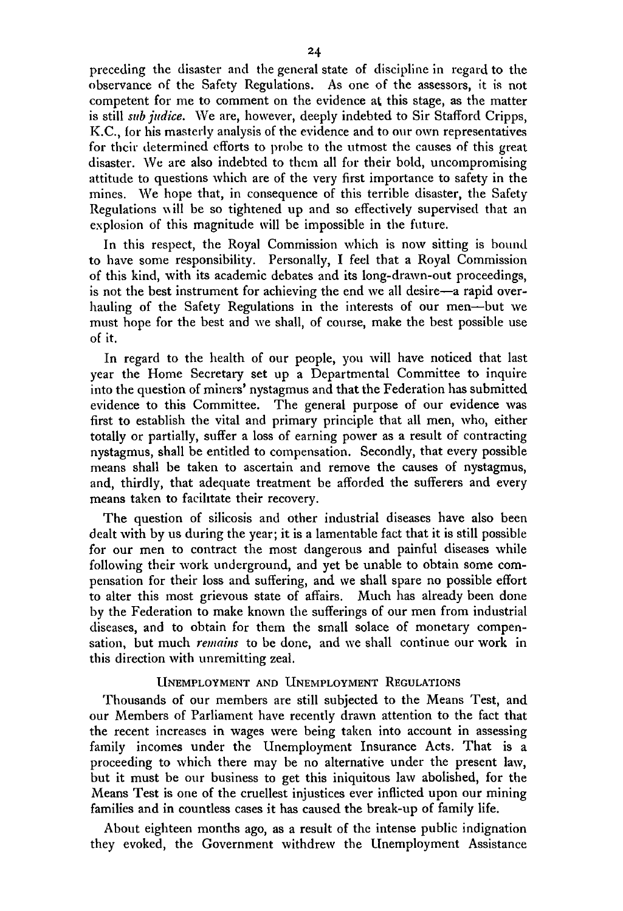preceding the disaster and the general state of discipline in regard to the observance of the Safety Regulations. As one of the assessors, it is not competent for me to comment on the evidence at this stage, as the matter is still *sub judice*. We are, however, deeply indebted to Sir Stafford Cripps, K.C., for his masterly analysis of the evidence and to our own representatives for their determined efforts to probe to the utmost the causes of this great disaster. We are also indebted to them all for their bold, uncompromising attitude to questions which are of the very first importance to safety in the mines. We hope that, in consequence of this terrible disaster, the Safety Regulations will be so tightened up and so effectively supervised that an explosion of this magnitude will be impossible in the future.

In this respect, the Royal Commission which is now sitting is bound to have some responsibility. Personally, I feel that a Royal Commission of this kind, with its academic debates and its long-drawn-out proceedings, is not the best instrument for achieving the end we all desire—a rapid overhauling of the Safety Regulations in the interests of our men—but we must hope for the best and we shall, of course, make the best possible use of it.

In regard to the health of our people, you will have noticed that last year the Home Secretary set up a Departmental Committee to inquire into the question of miners' nystagmus and that the Federation has submitted evidence to this Committee. The general purpose of our evidence was first to establish the vital and primary principle that all men, who, either totally or partially, suffer a loss of earning power as a result of contracting nystagmus, shall be entitled to compensation. Secondly, that every possible means shall be taken to ascertain and remove the causes of nystagmus, and, thirdly, that adequate treatment be afforded the sufferers and every means taken to facilitate their recovery.

The question of silicosis and other industrial diseases have also been dealt with by us during the year; it is a lamentable fact that it is still possible for our men to contract the most dangerous and painful diseases while following their work underground, and yet be unable to obtain some compensation for their loss and suffering, and we shall spare no possible effort to alter this most grievous state of affairs. Much has already been done by the Federation to make known the sufferings of our men from industrial diseases, and to obtain for them the small solace of monetary compensation, but much *remains* to be done, and we shall continue our work in this direction with unremitting zeal.

### Unemployment and Unemployment Regulations

Thousands of our members are still subjected to the Means Test, and our Members of Parliament have recently drawn attention to the fact that the recent increases in wages were being taken into account in assessing family incomes under the Unemployment Insurance Acts. That is a proceeding to which there may be no alternative under the present law, but it must be our business to get this iniquitous law abolished, for the Means Test is one of the cruellest injustices ever inflicted upon our mining families and in countless cases it has caused the break-up of family life.

About eighteen months ago, as a result of the intense public indignation they evoked, the Government withdrew the Unemployment Assistance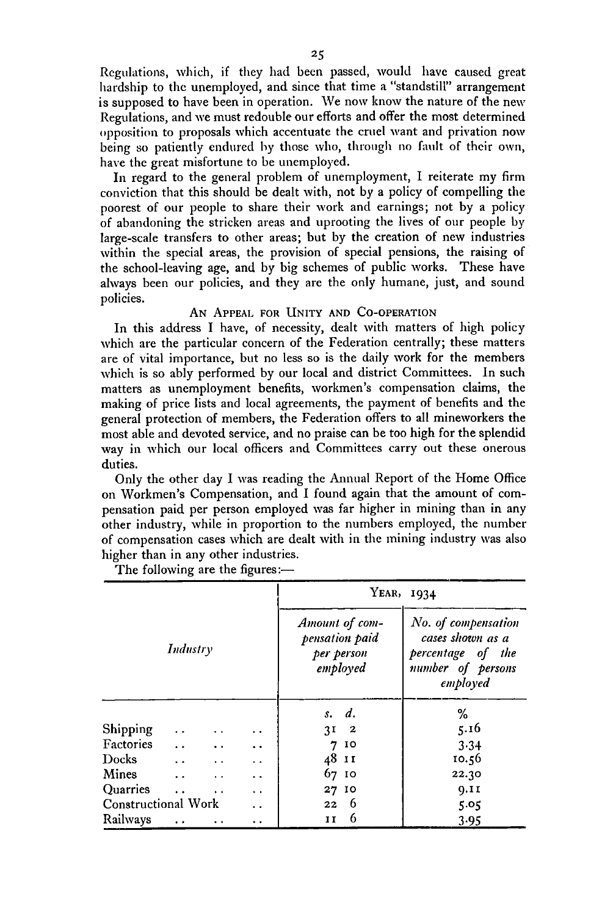Regulations, which, if they had been passed, would have caused great hardship to the unemployed, and since that time a "standstill" arrangement is supposed to have been in operation. We now know the nature of the new Regulations, and we must redouble our efforts and offer the most determined opposition to proposals which accentuate the cruel want and privation now being so patiently endured by those who, through no fault of their own, have the great misfortune to be unemployed.

In regard to the general problem of unemployment, I reiterate my firm conviction that this should be dealt with, not by a policy of compelling the poorest of our people to share their work and earnings; not by a policy of abandoning the stricken areas and uprooting the lives of our people by large-scale transfers to other areas; but by the creation of new industries within the special areas, the provision of special pensions, the raising of the school-leaving age, and by big schemes of public works. These have always been our policies, and they are the only humane, just, and sound policies.

### An Appeal for Unity and Co-operation

In this address I have, of necessity, dealt with matters of high policy which are the particular concern of the Federation centrally; these matters are of vital importance, but no less so is the daily work for the members which is so ably performed by our local and district Committees. In such matters as unemployment benefits, workmen's compensation claims, the making of price lists and local agreements, the payment of benefits and the general protection of members, the Federation offers to all mineworkers the most able and devoted service, and no praise can be too high for the splendid way in which our local officers and Committees carry out these onerous duties.

Only the other day I was reading the Annual Report of the Home Office on Workmen's Compensation, and I found again that the amount of compensation paid per person employed was far higher in mining than in any other industry, while in proportion to the numbers employed, the number of compensation cases which are dealt with in the mining industry was also higher than in any other industries.

The following are the figures:—

| *Industry* | Year, 1934 | |
|---|---|---|
| | *Amount of compensation paid per person employed* | *No. of compensation cases shown as a percentage of the number of persons employed* |
| | *s. d.* | % |
| Shipping | 31 2 | 5.16 |
| Factories | 7 10 | 3.34 |
| Docks | 48 11 | 10.56 |
| Mines | 67 10 | 22.30 |
| Quarries | 27 10 | 9.11 |
| Constructional Work | 22 6 | 5.05 |
| Railways | 11 6 | 3.95 |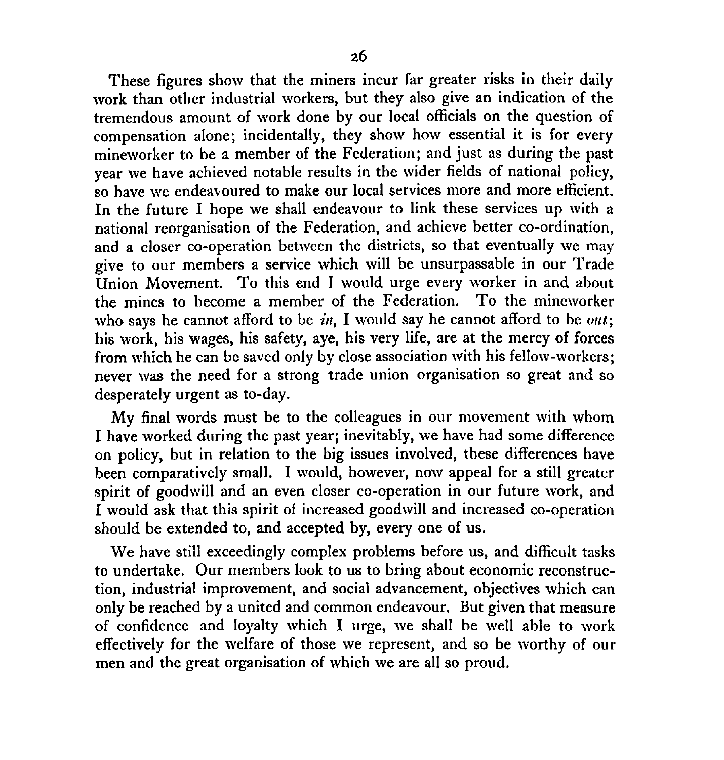These figures show that the miners incur far greater risks in their daily work than other industrial workers, but they also give an indication of the tremendous amount of work done by our local officials on the question of compensation alone; incidentally, they show how essential it is for every mineworker to be a member of the Federation; and just as during the past year we have achieved notable results in the wider fields of national policy, so have we endeavoured to make our local services more and more efficient. In the future I hope we shall endeavour to link these services up with a national reorganisation of the Federation, and achieve better co-ordination, and a closer co-operation between the districts, so that eventually we may give to our members a service which will be unsurpassable in our Trade Union Movement. To this end I would urge every worker in and about the mines to become a member of the Federation. To the mineworker who says he cannot afford to be *in*, I would say he cannot afford to be *out*; his work, his wages, his safety, aye, his very life, are at the mercy of forces from which he can be saved only by close association with his fellow-workers; never was the need for a strong trade union organisation so great and so desperately urgent as to-day.

My final words must be to the colleagues in our movement with whom I have worked during the past year; inevitably, we have had some difference on policy, but in relation to the big issues involved, these differences have been comparatively small. I would, however, now appeal for a still greater spirit of goodwill and an even closer co-operation in our future work, and I would ask that this spirit of increased goodwill and increased co-operation should be extended to, and accepted by, every one of us.

We have still exceedingly complex problems before us, and difficult tasks to undertake. Our members look to us to bring about economic reconstruction, industrial improvement, and social advancement, objectives which can only be reached by a united and common endeavour. But given that measure of confidence and loyalty which I urge, we shall be well able to work effectively for the welfare of those we represent, and so be worthy of our men and the great organisation of which we are all so proud.